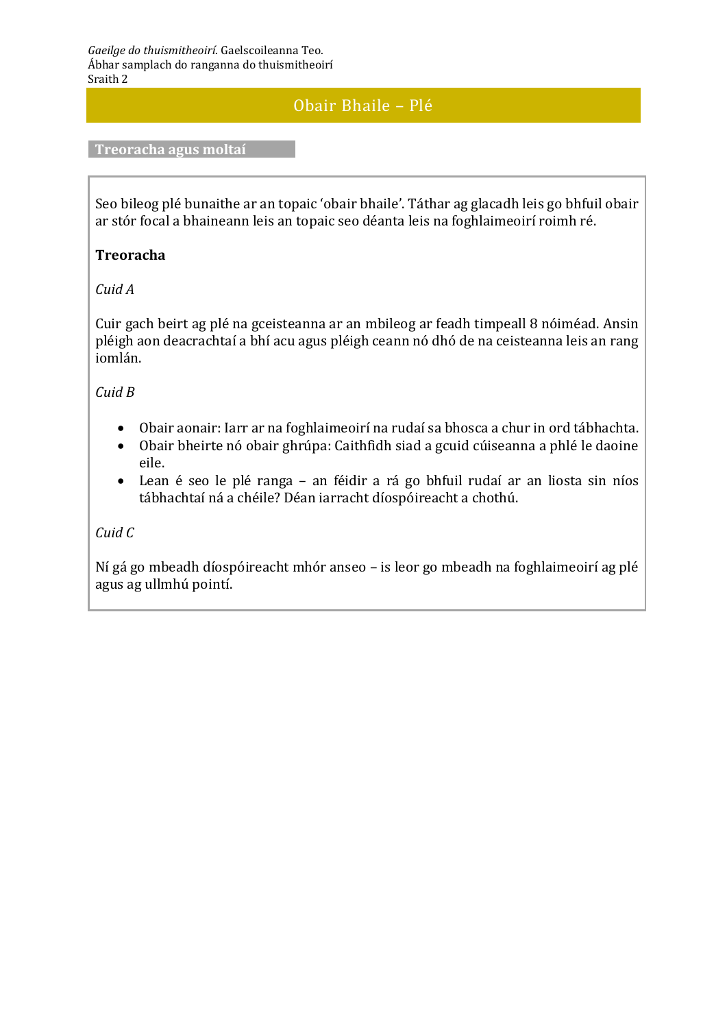# Obair Bhaile – Plé

## Treoracha agus moltaí

Seo bileog plé bunaithe ar an topaic 'obair bhaile'. Táthar ag glacadh leis go bhfuil obair ar stór focal a bhaineann leis an topaic seo déanta leis na foghlaimeoirí roimh ré.

**Treoracha**

*Cuid A*

Cuir gach beirt ag plé na gceisteanna ar an mbileog ar feadh timpeall 8 nóiméad. Ansin pléigh aon deacrachtaí a bhí acu agus pléigh ceann nó dhó de na ceisteanna leis an rang iomlán.

*Cuid B*

- Obair aonair: Iarr ar na foghlaimeoirí na rudaí sa bhosca a chur in ord tábhachta.
- Obair bheirte nó obair ghrúpa: Caithfidh siad a gcuid cúiseanna a phlé le daoine eile.
- Lean é seo le plé ranga – an féidir a rá go bhfuil rudaí ar an liosta sin níos tábhachtaí ná a chéile? Déan iarracht díospóireacht a chothú.

*Cuid C*

Ní gá go mbeadh díospóireacht mhór anseo – is leor go mbeadh na foghlaimeoirí ag plé agus ag ullmhú pointí.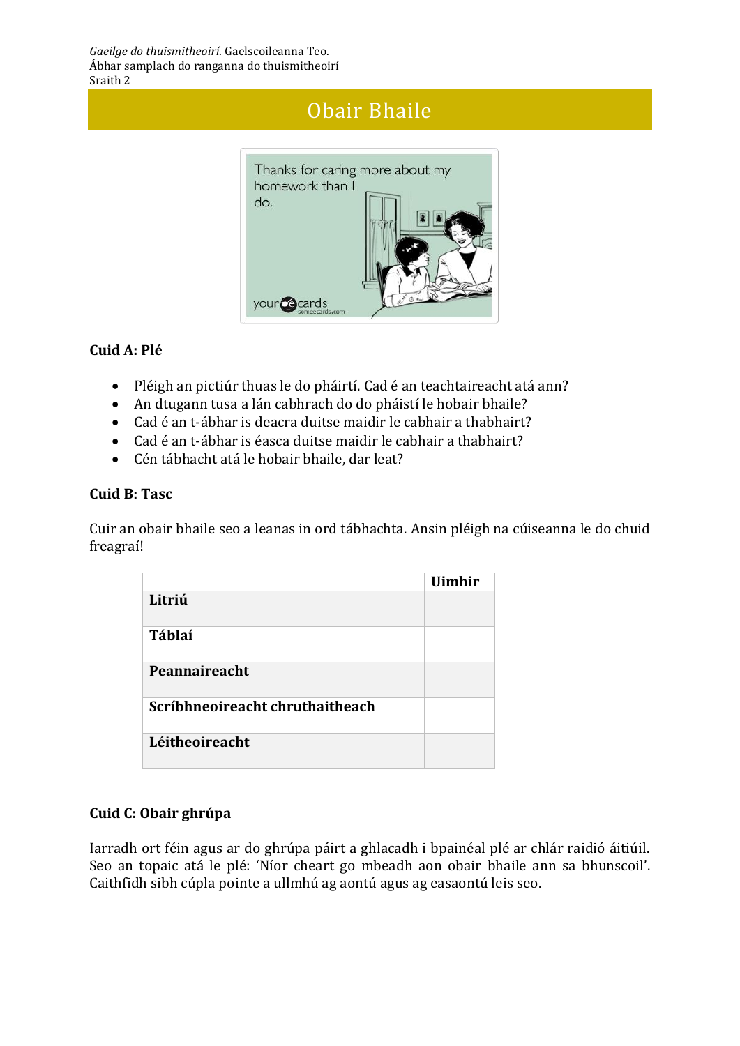*Gaeilge do thuismitheoirí*. Gaelscoileanna Teo.
Ábhar samplach do ranganna do thuismitheoirí
Sraith 2

# Obair Bhaile

### Cuid A: Plé

- Pléigh an pictiúr thuas le do pháirtí. Cad é an teachtaireacht atá ann?
- An dtugann tusa a lán cabhrach do do pháistí le hobair bhaile?
- Cad é an t-ábhar is deacra duitse maidir le cabhair a thabhairt?
- Cad é an t-ábhar is éasca duitse maidir le cabhair a thabhairt?
- Cén tábhacht atá le hobair bhaile, dar leat?

### Cuid B: Tasc

Cuir an obair bhaile seo a leanas in ord tábhachta. Ansin pléigh na cúiseanna le do chuid freagraí!

| | **Uimhir** |
|---|---|
| **Litriú** | |
| **Táblaí** | |
| **Peannaireacht** | |
| **Scríbhneoireacht chruthaitheach** | |
| **Léitheoireacht** | |

### Cuid C: Obair ghrúpa

Iarradh ort féin agus ar do ghrúpa páirt a ghlacadh i bpainéal plé ar chlár raidió áitiúil. Seo an topaic atá le plé: 'Níor cheart go mbeadh aon obair bhaile ann sa bhunscoil'. Caithfidh sibh cúpla pointe a ullmhú ag aontú agus ag easaontú leis seo.